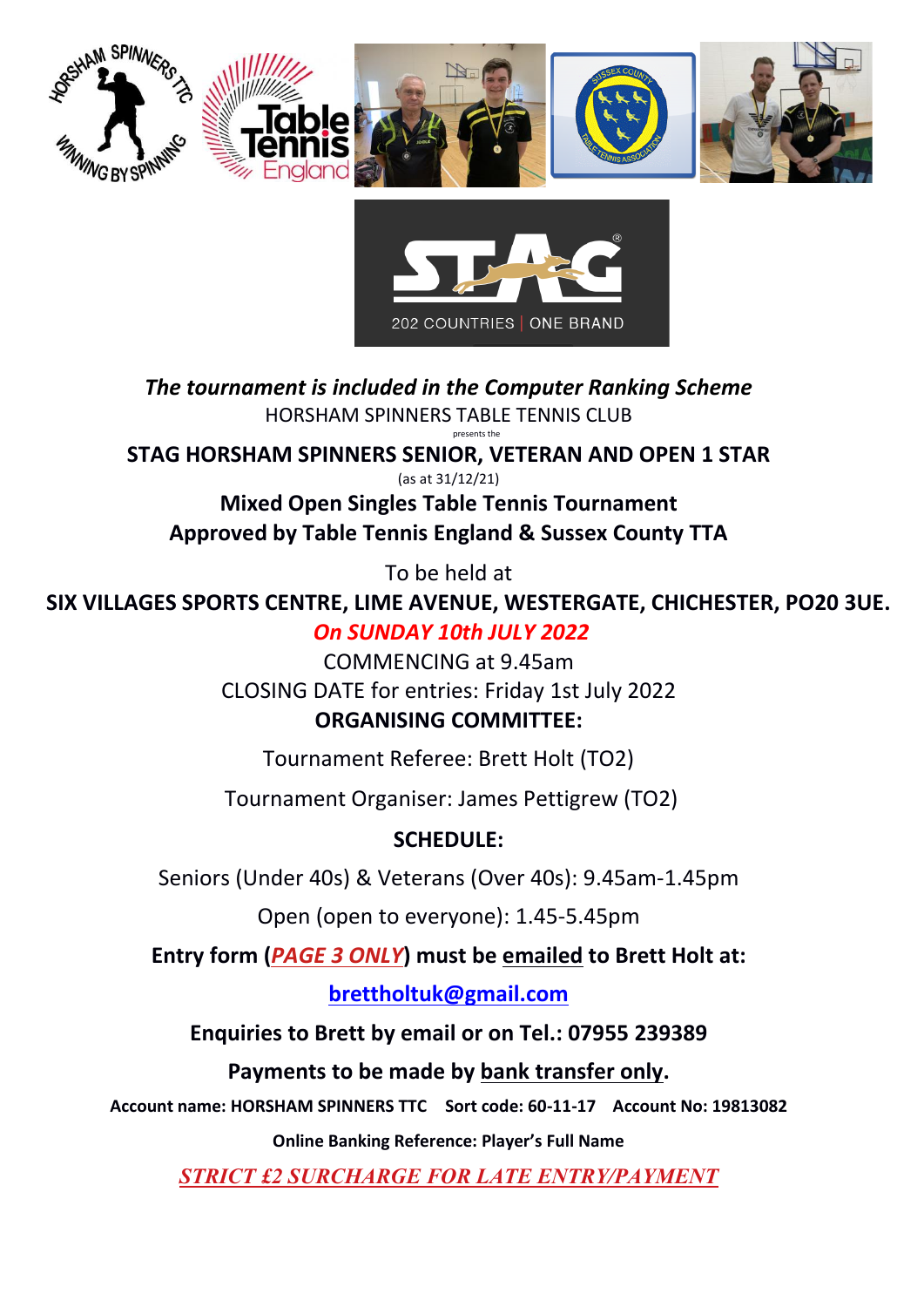***The tournament is included in the Computer Ranking Scheme***

HORSHAM SPINNERS TABLE TENNIS CLUB

presents the

**STAG HORSHAM SPINNERS SENIOR, VETERAN AND OPEN 1 STAR**

(as at 31/12/21)

**Mixed Open Singles Table Tennis Tournament**

**Approved by Table Tennis England & Sussex County TTA**

To be held at

**SIX VILLAGES SPORTS CENTRE, LIME AVENUE, WESTERGATE, CHICHESTER, PO20 3UE.**

***On SUNDAY 10th JULY 2022***

COMMENCING at 9.45am

CLOSING DATE for entries: Friday 1st July 2022

**ORGANISING COMMITTEE:**

Tournament Referee: Brett Holt (TO2)

Tournament Organiser: James Pettigrew (TO2)

**SCHEDULE:**

Seniors (Under 40s) & Veterans (Over 40s): 9.45am-1.45pm

Open (open to everyone): 1.45-5.45pm

**Entry form (*PAGE 3 ONLY*) must be emailed to Brett Holt at:**

**brettholtuk@gmail.com**

**Enquiries to Brett by email or on Tel.: 07955 239389**

**Payments to be made by bank transfer only.**

**Account name: HORSHAM SPINNERS TTC Sort code: 60-11-17 Account No: 19813082**

**Online Banking Reference: Player's Full Name**

***STRICT £2 SURCHARGE FOR LATE ENTRY/PAYMENT***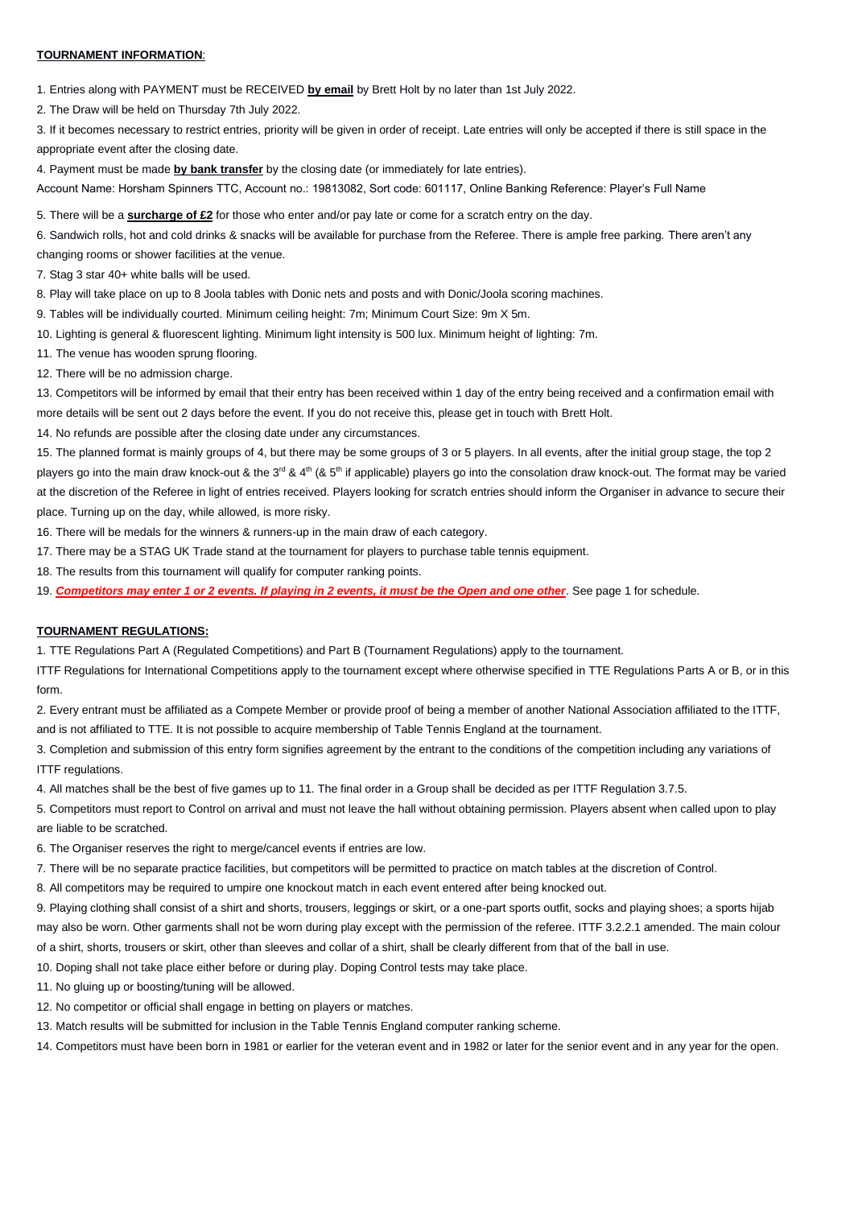**TOURNAMENT INFORMATION**:

1. Entries along with PAYMENT must be RECEIVED **by email** by Brett Holt by no later than 1st July 2022.
2. The Draw will be held on Thursday 7th July 2022.
3. If it becomes necessary to restrict entries, priority will be given in order of receipt. Late entries will only be accepted if there is still space in the appropriate event after the closing date.
4. Payment must be made **by bank transfer** by the closing date (or immediately for late entries).

Account Name: Horsham Spinners TTC, Account no.: 19813082, Sort code: 601117, Online Banking Reference: Player's Full Name

5. There will be a **surcharge of £2** for those who enter and/or pay late or come for a scratch entry on the day.
6. Sandwich rolls, hot and cold drinks & snacks will be available for purchase from the Referee. There is ample free parking. There aren't any changing rooms or shower facilities at the venue.
7. Stag 3 star 40+ white balls will be used.
8. Play will take place on up to 8 Joola tables with Donic nets and posts and with Donic/Joola scoring machines.
9. Tables will be individually courted. Minimum ceiling height: 7m; Minimum Court Size: 9m X 5m.
10. Lighting is general & fluorescent lighting. Minimum light intensity is 500 lux. Minimum height of lighting: 7m.
11. The venue has wooden sprung flooring.
12. There will be no admission charge.
13. Competitors will be informed by email that their entry has been received within 1 day of the entry being received and a confirmation email with more details will be sent out 2 days before the event. If you do not receive this, please get in touch with Brett Holt.
14. No refunds are possible after the closing date under any circumstances.
15. The planned format is mainly groups of 4, but there may be some groups of 3 or 5 players. In all events, after the initial group stage, the top 2 players go into the main draw knock-out & the 3rd & 4th (& 5th if applicable) players go into the consolation draw knock-out. The format may be varied at the discretion of the Referee in light of entries received. Players looking for scratch entries should inform the Organiser in advance to secure their place. Turning up on the day, while allowed, is more risky.
16. There will be medals for the winners & runners-up in the main draw of each category.
17. There may be a STAG UK Trade stand at the tournament for players to purchase table tennis equipment.
18. The results from this tournament will qualify for computer ranking points.
19. ***Competitors may enter 1 or 2 events. If playing in 2 events, it must be the Open and one other***. See page 1 for schedule.

**TOURNAMENT REGULATIONS:**

1. TTE Regulations Part A (Regulated Competitions) and Part B (Tournament Regulations) apply to the tournament.

ITTF Regulations for International Competitions apply to the tournament except where otherwise specified in TTE Regulations Parts A or B, or in this form.

2. Every entrant must be affiliated as a Compete Member or provide proof of being a member of another National Association affiliated to the ITTF, and is not affiliated to TTE. It is not possible to acquire membership of Table Tennis England at the tournament.
3. Completion and submission of this entry form signifies agreement by the entrant to the conditions of the competition including any variations of ITTF regulations.
4. All matches shall be the best of five games up to 11. The final order in a Group shall be decided as per ITTF Regulation 3.7.5.
5. Competitors must report to Control on arrival and must not leave the hall without obtaining permission. Players absent when called upon to play are liable to be scratched.
6. The Organiser reserves the right to merge/cancel events if entries are low.
7. There will be no separate practice facilities, but competitors will be permitted to practice on match tables at the discretion of Control.
8. All competitors may be required to umpire one knockout match in each event entered after being knocked out.
9. Playing clothing shall consist of a shirt and shorts, trousers, leggings or skirt, or a one-part sports outfit, socks and playing shoes; a sports hijab may also be worn. Other garments shall not be worn during play except with the permission of the referee. ITTF 3.2.2.1 amended. The main colour of a shirt, shorts, trousers or skirt, other than sleeves and collar of a shirt, shall be clearly different from that of the ball in use.
10. Doping shall not take place either before or during play. Doping Control tests may take place.
11. No gluing up or boosting/tuning will be allowed.
12. No competitor or official shall engage in betting on players or matches.
13. Match results will be submitted for inclusion in the Table Tennis England computer ranking scheme.
14. Competitors must have been born in 1981 or earlier for the veteran event and in 1982 or later for the senior event and in any year for the open.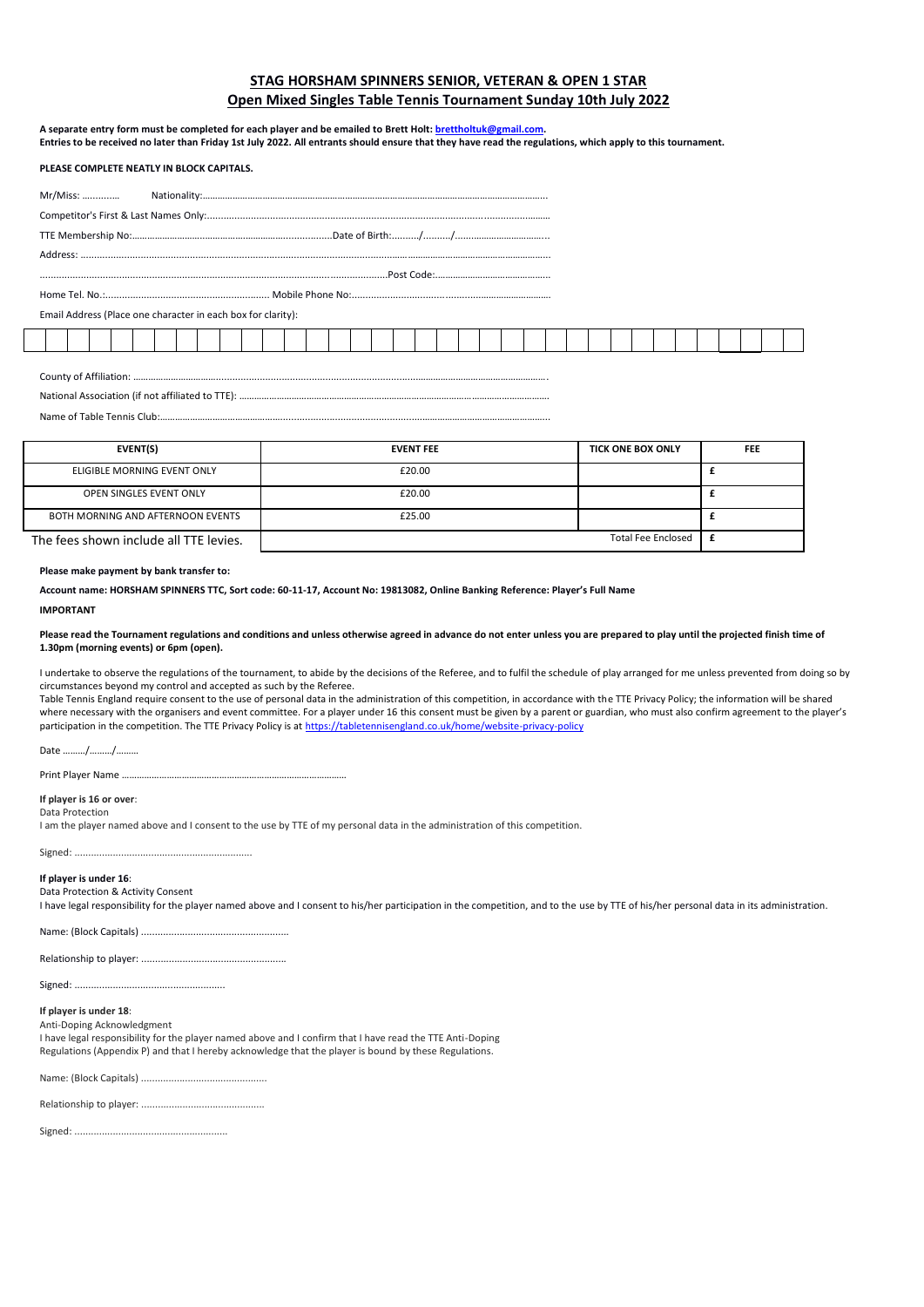## STAG HORSHAM SPINNERS SENIOR, VETERAN & OPEN 1 STAR
## Open Mixed Singles Table Tennis Tournament Sunday 10th July 2022

**A separate entry form must be completed for each player and be emailed to Brett Holt: brettholtuk@gmail.com.**
**Entries to be received no later than Friday 1st July 2022. All entrants should ensure that they have read the regulations, which apply to this tournament.**

**PLEASE COMPLETE NEATLY IN BLOCK CAPITALS.**

Mr/Miss: ………….. Nationality:……………………………………………………………………………………………………………………..

Competitor's First & Last Names Only:…………………………………………………………………………………………………………

TTE Membership No:……………………………………………………………….Date of Birth:………./………/………………………………..

Address: ……………………………………………………………………………………………………………………………………………………………

…………………………………………………………………………………………………………Post Code:…………………………………………

Home Tel. No.:…………………………………………………… Mobile Phone No:…………………………………………………………………

Email Address (Place one character in each box for clarity):

| | | | | | | | | | | | | | | | | | | | | | | | | | | | | | | | | | | | |
|---|---|---|---|---|---|---|---|---|---|---|---|---|---|---|---|---|---|---|---|---|---|---|---|---|---|---|---|---|---|---|---|---|---|---|---|
| | | | | | | | | | | | | | | | | | | | | | | | | | | | | | | | | | | | |

County of Affiliation: ……………………………………………………………………………………………………………………………………….

National Association (if not affiliated to TTE): ……………………………………………………………………………………………………

Name of Table Tennis Club:……………………………………………………………………………………………………………………………..

| EVENT(S) | EVENT FEE | TICK ONE BOX ONLY | FEE |
|---|---|---|---|
| ELIGIBLE MORNING EVENT ONLY | £20.00 | | £ |
| OPEN SINGLES EVENT ONLY | £20.00 | | £ |
| BOTH MORNING AND AFTERNOON EVENTS | £25.00 | | £ |
| The fees shown include all TTE levies. | | Total Fee Enclosed | £ |

**Please make payment by bank transfer to:**

**Account name: HORSHAM SPINNERS TTC, Sort code: 60-11-17, Account No: 19813082, Online Banking Reference: Player's Full Name**

**IMPORTANT**

**Please read the Tournament regulations and conditions and unless otherwise agreed in advance do not enter unless you are prepared to play until the projected finish time of 1.30pm (morning events) or 6pm (open).**

I undertake to observe the regulations of the tournament, to abide by the decisions of the Referee, and to fulfil the schedule of play arranged for me unless prevented from doing so by circumstances beyond my control and accepted as such by the Referee.
Table Tennis England require consent to the use of personal data in the administration of this competition, in accordance with the TTE Privacy Policy; the information will be shared where necessary with the organisers and event committee. For a player under 16 this consent must be given by a parent or guardian, who must also confirm agreement to the player's participation in the competition. The TTE Privacy Policy is at https://tabletennisengland.co.uk/home/website-privacy-policy

Date ………/………/………

Print Player Name ……………………………………………………………………………

**If player is 16 or over**:
Data Protection
I am the player named above and I consent to the use by TTE of my personal data in the administration of this competition.

Signed: ……………………………………………………….

**If player is under 16**:
Data Protection & Activity Consent
I have legal responsibility for the player named above and I consent to his/her participation in the competition, and to the use by TTE of his/her personal data in its administration.

Name: (Block Capitals) ………………………………………………

Relationship to player: ……………………………………………..

Signed: ……………………………………………….

**If player is under 18**:
Anti-Doping Acknowledgment
I have legal responsibility for the player named above and I confirm that I have read the TTE Anti-Doping Regulations (Appendix P) and that I hereby acknowledge that the player is bound by these Regulations.

Name: (Block Capitals) ……………………………………….

Relationship to player: ……………………………………….

Signed: ……………………………………………….